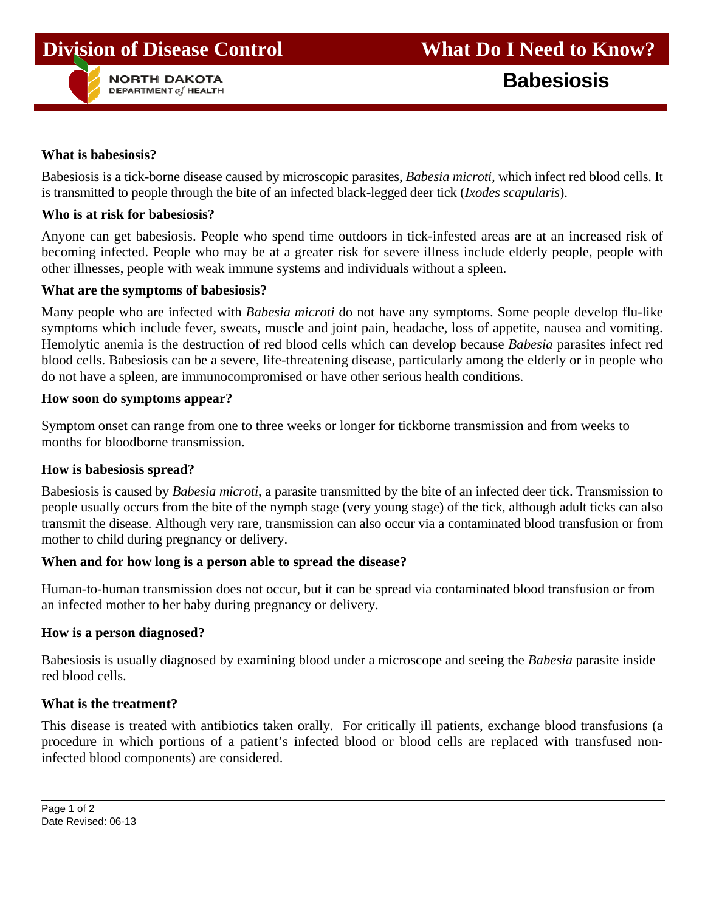# Division of Disease Control

NORTH DAKOTA DEPARTMENT of HEALTH

# What Do I Need to Know?

## Babesiosis

### What is babesiosis?

Babesiosis is a tick-borne disease caused by microscopic parasites, *Babesia microti*, which infect red blood cells. It is transmitted to people through the bite of an infected black-legged deer tick (*Ixodes scapularis*).

### Who is at risk for babesiosis?

Anyone can get babesiosis. People who spend time outdoors in tick-infested areas are at an increased risk of becoming infected. People who may be at a greater risk for severe illness include elderly people, people with other illnesses, people with weak immune systems and individuals without a spleen.

### What are the symptoms of babesiosis?

Many people who are infected with *Babesia microti* do not have any symptoms. Some people develop flu-like symptoms which include fever, sweats, muscle and joint pain, headache, loss of appetite, nausea and vomiting. Hemolytic anemia is the destruction of red blood cells which can develop because *Babesia* parasites infect red blood cells. Babesiosis can be a severe, life-threatening disease, particularly among the elderly or in people who do not have a spleen, are immunocompromised or have other serious health conditions.

### How soon do symptoms appear?

Symptom onset can range from one to three weeks or longer for tickborne transmission and from weeks to months for bloodborne transmission.

### How is babesiosis spread?

Babesiosis is caused by *Babesia microti*, a parasite transmitted by the bite of an infected deer tick. Transmission to people usually occurs from the bite of the nymph stage (very young stage) of the tick, although adult ticks can also transmit the disease. Although very rare, transmission can also occur via a contaminated blood transfusion or from mother to child during pregnancy or delivery.

### When and for how long is a person able to spread the disease?

Human-to-human transmission does not occur, but it can be spread via contaminated blood transfusion or from an infected mother to her baby during pregnancy or delivery.

### How is a person diagnosed?

Babesiosis is usually diagnosed by examining blood under a microscope and seeing the *Babesia* parasite inside red blood cells.

### What is the treatment?

This disease is treated with antibiotics taken orally. For critically ill patients, exchange blood transfusions (a procedure in which portions of a patient's infected blood or blood cells are replaced with transfused non-infected blood components) are considered.

Date Revised: 06-13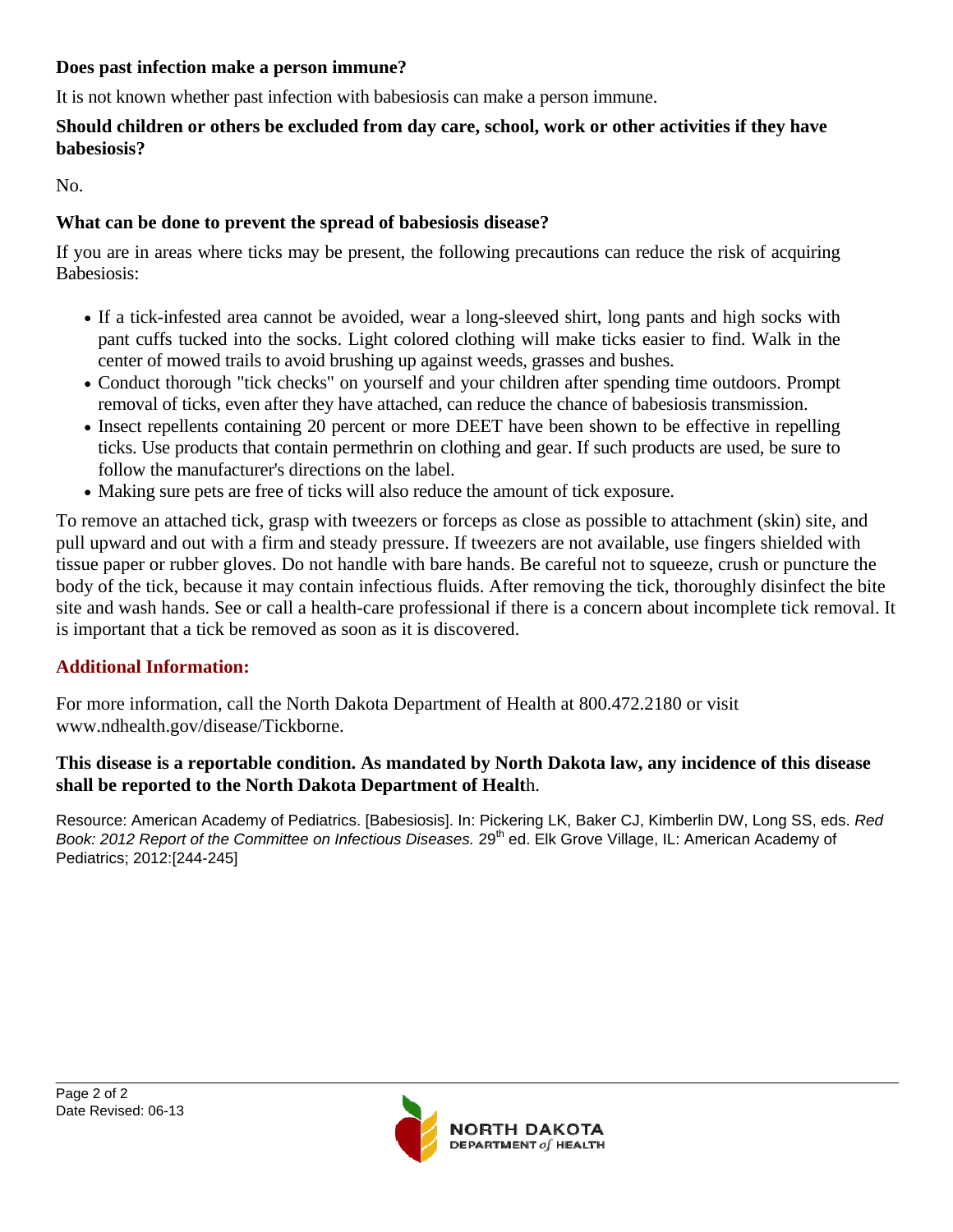**Does past infection make a person immune?**

It is not known whether past infection with babesiosis can make a person immune.

**Should children or others be excluded from day care, school, work or other activities if they have babesiosis?**

No.

**What can be done to prevent the spread of babesiosis disease?**

If you are in areas where ticks may be present, the following precautions can reduce the risk of acquiring Babesiosis:

- If a tick-infested area cannot be avoided, wear a long-sleeved shirt, long pants and high socks with pant cuffs tucked into the socks. Light colored clothing will make ticks easier to find. Walk in the center of mowed trails to avoid brushing up against weeds, grasses and bushes.
- Conduct thorough "tick checks" on yourself and your children after spending time outdoors. Prompt removal of ticks, even after they have attached, can reduce the chance of babesiosis transmission.
- Insect repellents containing 20 percent or more DEET have been shown to be effective in repelling ticks. Use products that contain permethrin on clothing and gear. If such products are used, be sure to follow the manufacturer's directions on the label.
- Making sure pets are free of ticks will also reduce the amount of tick exposure.

To remove an attached tick, grasp with tweezers or forceps as close as possible to attachment (skin) site, and pull upward and out with a firm and steady pressure. If tweezers are not available, use fingers shielded with tissue paper or rubber gloves. Do not handle with bare hands. Be careful not to squeeze, crush or puncture the body of the tick, because it may contain infectious fluids. After removing the tick, thoroughly disinfect the bite site and wash hands. See or call a health-care professional if there is a concern about incomplete tick removal. It is important that a tick be removed as soon as it is discovered.

## Additional Information:

For more information, call the North Dakota Department of Health at 800.472.2180 or visit www.ndhealth.gov/disease/Tickborne.

**This disease is a reportable condition. As mandated by North Dakota law, any incidence of this disease shall be reported to the North Dakota Department of Health.**

Resource: American Academy of Pediatrics. [Babesiosis]. In: Pickering LK, Baker CJ, Kimberlin DW, Long SS, eds. *Red Book: 2012 Report of the Committee on Infectious Diseases.* 29th ed. Elk Grove Village, IL: American Academy of Pediatrics; 2012:[244-245]

Date Revised: 06-13

NORTH DAKOTA DEPARTMENT of HEALTH